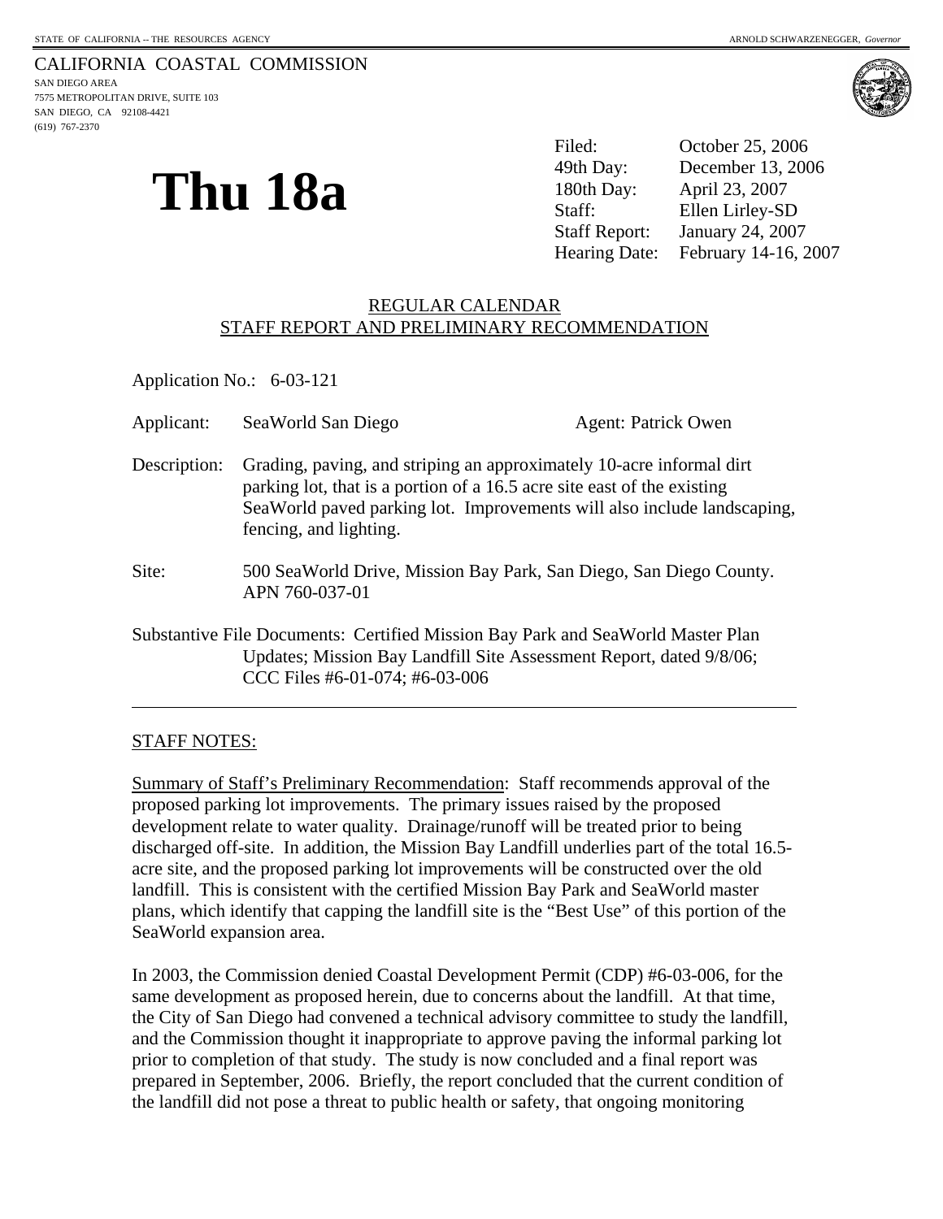STATE OF CALIFORNIA -- THE RESOURCES AGENCY ARNOLD SCHWARZENEGGER, *Governor*

CALIFORNIA COASTAL COMMISSION
SAN DIEGO AREA
7575 METROPOLITAN DRIVE, SUITE 103
SAN DIEGO, CA 92108-4421
(619) 767-2370

# Thu 18a

| | |
|---|---|
| Filed: | October 25, 2006 |
| 49th Day: | December 13, 2006 |
| 180th Day: | April 23, 2007 |
| Staff: | Ellen Lirley-SD |
| Staff Report: | January 24, 2007 |
| Hearing Date: | February 14-16, 2007 |

## REGULAR CALENDAR
## STAFF REPORT AND PRELIMINARY RECOMMENDATION

Application No.: 6-03-121

Applicant: SeaWorld San Diego Agent: Patrick Owen

Description: Grading, paving, and striping an approximately 10-acre informal dirt parking lot, that is a portion of a 16.5 acre site east of the existing SeaWorld paved parking lot. Improvements will also include landscaping, fencing, and lighting.

Site: 500 SeaWorld Drive, Mission Bay Park, San Diego, San Diego County. APN 760-037-01

Substantive File Documents: Certified Mission Bay Park and SeaWorld Master Plan Updates; Mission Bay Landfill Site Assessment Report, dated 9/8/06; CCC Files #6-01-074; #6-03-006

---

STAFF NOTES:

Summary of Staff's Preliminary Recommendation: Staff recommends approval of the proposed parking lot improvements. The primary issues raised by the proposed development relate to water quality. Drainage/runoff will be treated prior to being discharged off-site. In addition, the Mission Bay Landfill underlies part of the total 16.5-acre site, and the proposed parking lot improvements will be constructed over the old landfill. This is consistent with the certified Mission Bay Park and SeaWorld master plans, which identify that capping the landfill site is the "Best Use" of this portion of the SeaWorld expansion area.

In 2003, the Commission denied Coastal Development Permit (CDP) #6-03-006, for the same development as proposed herein, due to concerns about the landfill. At that time, the City of San Diego had convened a technical advisory committee to study the landfill, and the Commission thought it inappropriate to approve paving the informal parking lot prior to completion of that study. The study is now concluded and a final report was prepared in September, 2006. Briefly, the report concluded that the current condition of the landfill did not pose a threat to public health or safety, that ongoing monitoring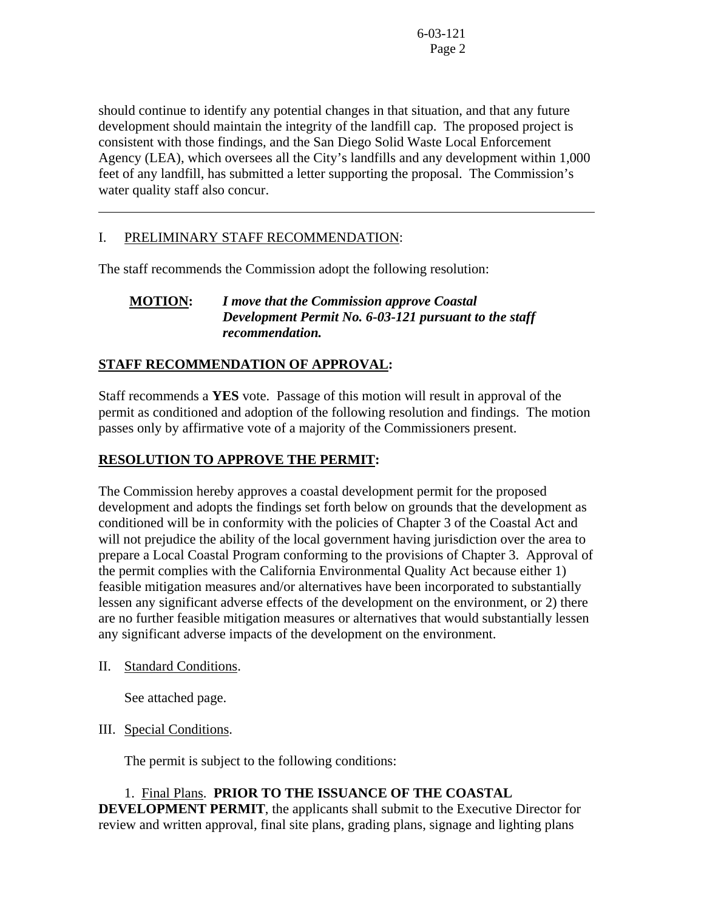should continue to identify any potential changes in that situation, and that any future development should maintain the integrity of the landfill cap. The proposed project is consistent with those findings, and the San Diego Solid Waste Local Enforcement Agency (LEA), which oversees all the City's landfills and any development within 1,000 feet of any landfill, has submitted a letter supporting the proposal. The Commission's water quality staff also concur.

---

I. PRELIMINARY STAFF RECOMMENDATION:

The staff recommends the Commission adopt the following resolution:

**MOTION:** ***I move that the Commission approve Coastal Development Permit No. 6-03-121 pursuant to the staff recommendation.***

**STAFF RECOMMENDATION OF APPROVAL:**

Staff recommends a **YES** vote. Passage of this motion will result in approval of the permit as conditioned and adoption of the following resolution and findings. The motion passes only by affirmative vote of a majority of the Commissioners present.

**RESOLUTION TO APPROVE THE PERMIT:**

The Commission hereby approves a coastal development permit for the proposed development and adopts the findings set forth below on grounds that the development as conditioned will be in conformity with the policies of Chapter 3 of the Coastal Act and will not prejudice the ability of the local government having jurisdiction over the area to prepare a Local Coastal Program conforming to the provisions of Chapter 3. Approval of the permit complies with the California Environmental Quality Act because either 1) feasible mitigation measures and/or alternatives have been incorporated to substantially lessen any significant adverse effects of the development on the environment, or 2) there are no further feasible mitigation measures or alternatives that would substantially lessen any significant adverse impacts of the development on the environment.

II. Standard Conditions.

See attached page.

III. Special Conditions.

The permit is subject to the following conditions:

1. Final Plans. **PRIOR TO THE ISSUANCE OF THE COASTAL DEVELOPMENT PERMIT**, the applicants shall submit to the Executive Director for review and written approval, final site plans, grading plans, signage and lighting plans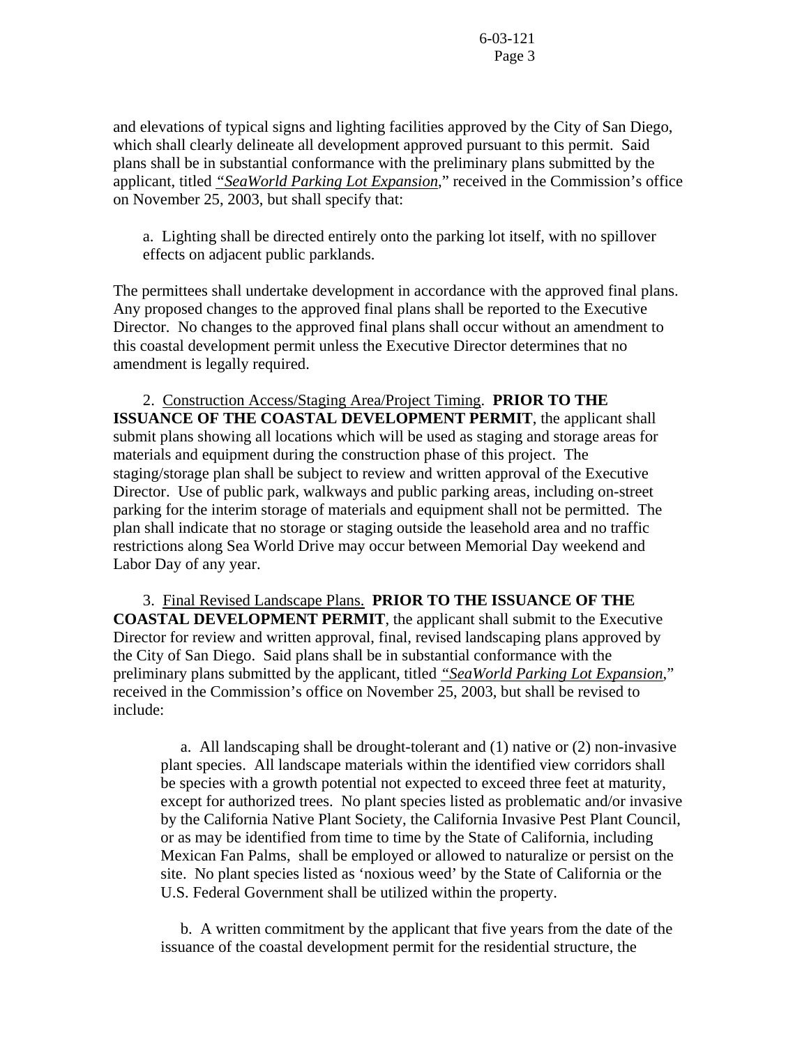and elevations of typical signs and lighting facilities approved by the City of San Diego, which shall clearly delineate all development approved pursuant to this permit. Said plans shall be in substantial conformance with the preliminary plans submitted by the applicant, titled *"SeaWorld Parking Lot Expansion*," received in the Commission's office on November 25, 2003, but shall specify that:

a. Lighting shall be directed entirely onto the parking lot itself, with no spillover effects on adjacent public parklands.

The permittees shall undertake development in accordance with the approved final plans. Any proposed changes to the approved final plans shall be reported to the Executive Director. No changes to the approved final plans shall occur without an amendment to this coastal development permit unless the Executive Director determines that no amendment is legally required.

2. Construction Access/Staging Area/Project Timing. **PRIOR TO THE ISSUANCE OF THE COASTAL DEVELOPMENT PERMIT**, the applicant shall submit plans showing all locations which will be used as staging and storage areas for materials and equipment during the construction phase of this project. The staging/storage plan shall be subject to review and written approval of the Executive Director. Use of public park, walkways and public parking areas, including on-street parking for the interim storage of materials and equipment shall not be permitted. The plan shall indicate that no storage or staging outside the leasehold area and no traffic restrictions along Sea World Drive may occur between Memorial Day weekend and Labor Day of any year.

3. Final Revised Landscape Plans. **PRIOR TO THE ISSUANCE OF THE COASTAL DEVELOPMENT PERMIT**, the applicant shall submit to the Executive Director for review and written approval, final, revised landscaping plans approved by the City of San Diego. Said plans shall be in substantial conformance with the preliminary plans submitted by the applicant, titled *"SeaWorld Parking Lot Expansion*," received in the Commission's office on November 25, 2003, but shall be revised to include:

a. All landscaping shall be drought-tolerant and (1) native or (2) non-invasive plant species. All landscape materials within the identified view corridors shall be species with a growth potential not expected to exceed three feet at maturity, except for authorized trees. No plant species listed as problematic and/or invasive by the California Native Plant Society, the California Invasive Pest Plant Council, or as may be identified from time to time by the State of California, including Mexican Fan Palms, shall be employed or allowed to naturalize or persist on the site. No plant species listed as 'noxious weed' by the State of California or the U.S. Federal Government shall be utilized within the property.

b. A written commitment by the applicant that five years from the date of the issuance of the coastal development permit for the residential structure, the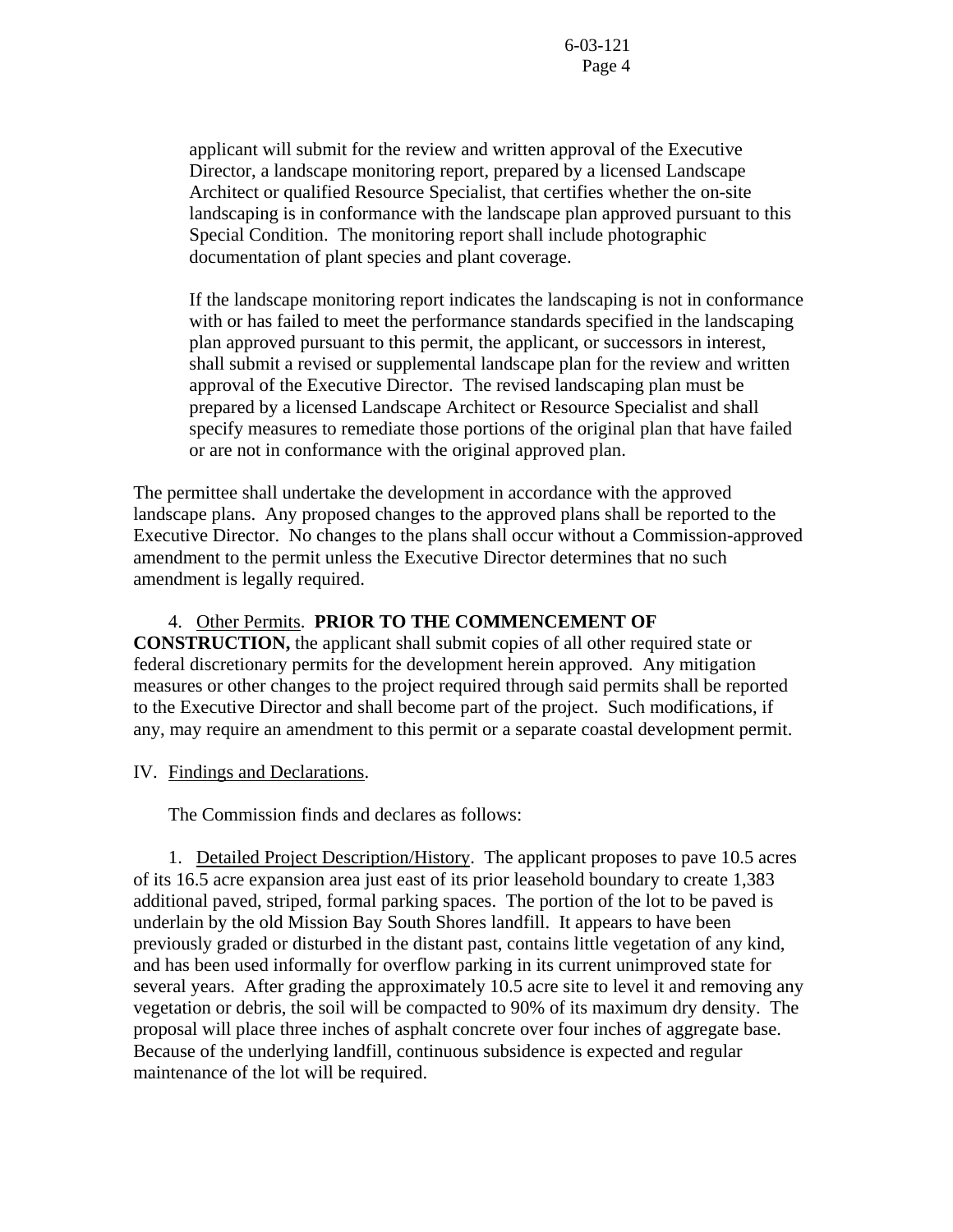applicant will submit for the review and written approval of the Executive Director, a landscape monitoring report, prepared by a licensed Landscape Architect or qualified Resource Specialist, that certifies whether the on-site landscaping is in conformance with the landscape plan approved pursuant to this Special Condition. The monitoring report shall include photographic documentation of plant species and plant coverage.

If the landscape monitoring report indicates the landscaping is not in conformance with or has failed to meet the performance standards specified in the landscaping plan approved pursuant to this permit, the applicant, or successors in interest, shall submit a revised or supplemental landscape plan for the review and written approval of the Executive Director. The revised landscaping plan must be prepared by a licensed Landscape Architect or Resource Specialist and shall specify measures to remediate those portions of the original plan that have failed or are not in conformance with the original approved plan.

The permittee shall undertake the development in accordance with the approved landscape plans. Any proposed changes to the approved plans shall be reported to the Executive Director. No changes to the plans shall occur without a Commission-approved amendment to the permit unless the Executive Director determines that no such amendment is legally required.

4. Other Permits. **PRIOR TO THE COMMENCEMENT OF CONSTRUCTION,** the applicant shall submit copies of all other required state or federal discretionary permits for the development herein approved. Any mitigation measures or other changes to the project required through said permits shall be reported to the Executive Director and shall become part of the project. Such modifications, if any, may require an amendment to this permit or a separate coastal development permit.

IV. Findings and Declarations.

The Commission finds and declares as follows:

1. Detailed Project Description/History. The applicant proposes to pave 10.5 acres of its 16.5 acre expansion area just east of its prior leasehold boundary to create 1,383 additional paved, striped, formal parking spaces. The portion of the lot to be paved is underlain by the old Mission Bay South Shores landfill. It appears to have been previously graded or disturbed in the distant past, contains little vegetation of any kind, and has been used informally for overflow parking in its current unimproved state for several years. After grading the approximately 10.5 acre site to level it and removing any vegetation or debris, the soil will be compacted to 90% of its maximum dry density. The proposal will place three inches of asphalt concrete over four inches of aggregate base. Because of the underlying landfill, continuous subsidence is expected and regular maintenance of the lot will be required.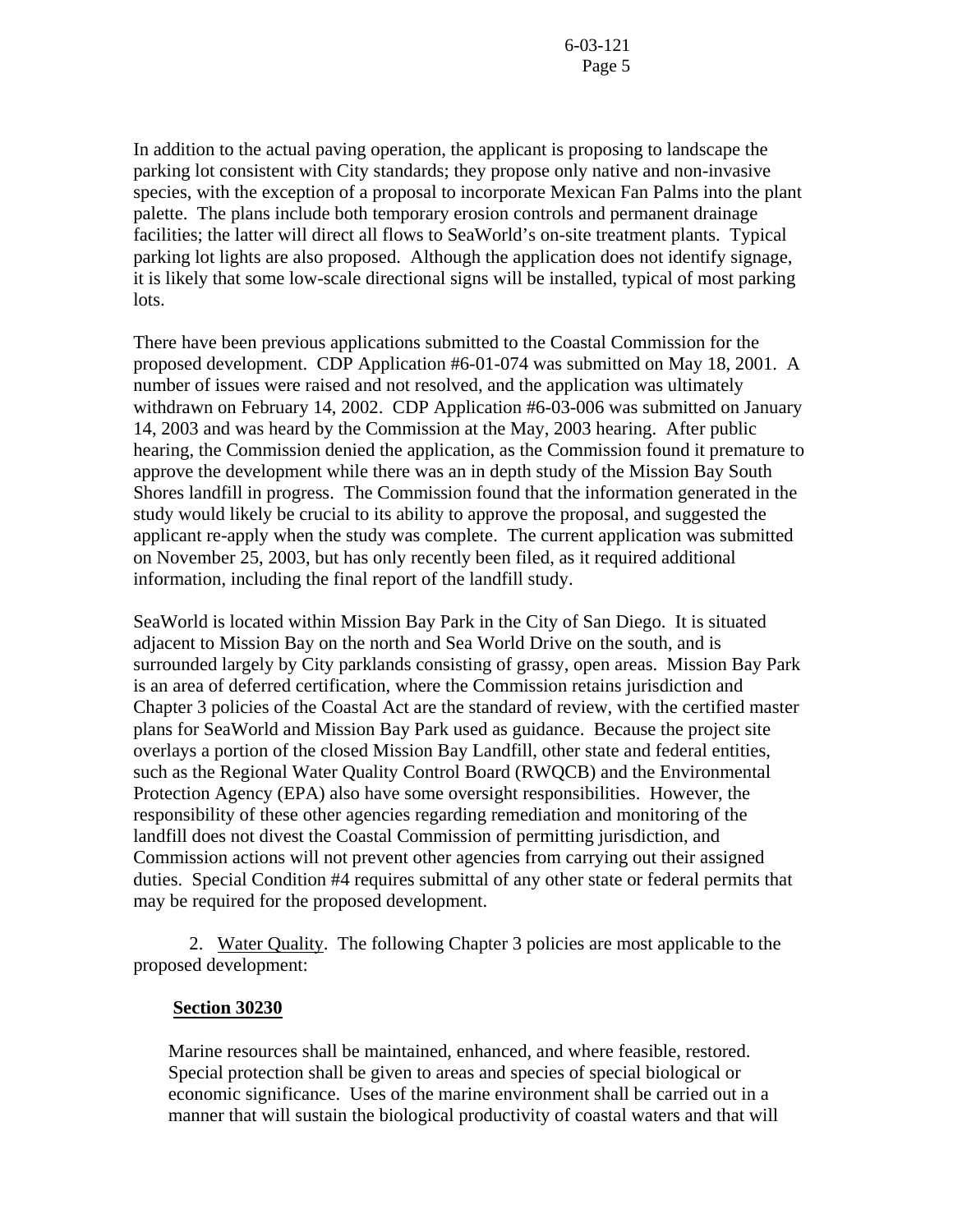In addition to the actual paving operation, the applicant is proposing to landscape the parking lot consistent with City standards; they propose only native and non-invasive species, with the exception of a proposal to incorporate Mexican Fan Palms into the plant palette. The plans include both temporary erosion controls and permanent drainage facilities; the latter will direct all flows to SeaWorld's on-site treatment plants. Typical parking lot lights are also proposed. Although the application does not identify signage, it is likely that some low-scale directional signs will be installed, typical of most parking lots.

There have been previous applications submitted to the Coastal Commission for the proposed development. CDP Application #6-01-074 was submitted on May 18, 2001. A number of issues were raised and not resolved, and the application was ultimately withdrawn on February 14, 2002. CDP Application #6-03-006 was submitted on January 14, 2003 and was heard by the Commission at the May, 2003 hearing. After public hearing, the Commission denied the application, as the Commission found it premature to approve the development while there was an in depth study of the Mission Bay South Shores landfill in progress. The Commission found that the information generated in the study would likely be crucial to its ability to approve the proposal, and suggested the applicant re-apply when the study was complete. The current application was submitted on November 25, 2003, but has only recently been filed, as it required additional information, including the final report of the landfill study.

SeaWorld is located within Mission Bay Park in the City of San Diego. It is situated adjacent to Mission Bay on the north and Sea World Drive on the south, and is surrounded largely by City parklands consisting of grassy, open areas. Mission Bay Park is an area of deferred certification, where the Commission retains jurisdiction and Chapter 3 policies of the Coastal Act are the standard of review, with the certified master plans for SeaWorld and Mission Bay Park used as guidance. Because the project site overlays a portion of the closed Mission Bay Landfill, other state and federal entities, such as the Regional Water Quality Control Board (RWQCB) and the Environmental Protection Agency (EPA) also have some oversight responsibilities. However, the responsibility of these other agencies regarding remediation and monitoring of the landfill does not divest the Coastal Commission of permitting jurisdiction, and Commission actions will not prevent other agencies from carrying out their assigned duties. Special Condition #4 requires submittal of any other state or federal permits that may be required for the proposed development.

2. Water Quality. The following Chapter 3 policies are most applicable to the proposed development:

**Section 30230**

Marine resources shall be maintained, enhanced, and where feasible, restored. Special protection shall be given to areas and species of special biological or economic significance. Uses of the marine environment shall be carried out in a manner that will sustain the biological productivity of coastal waters and that will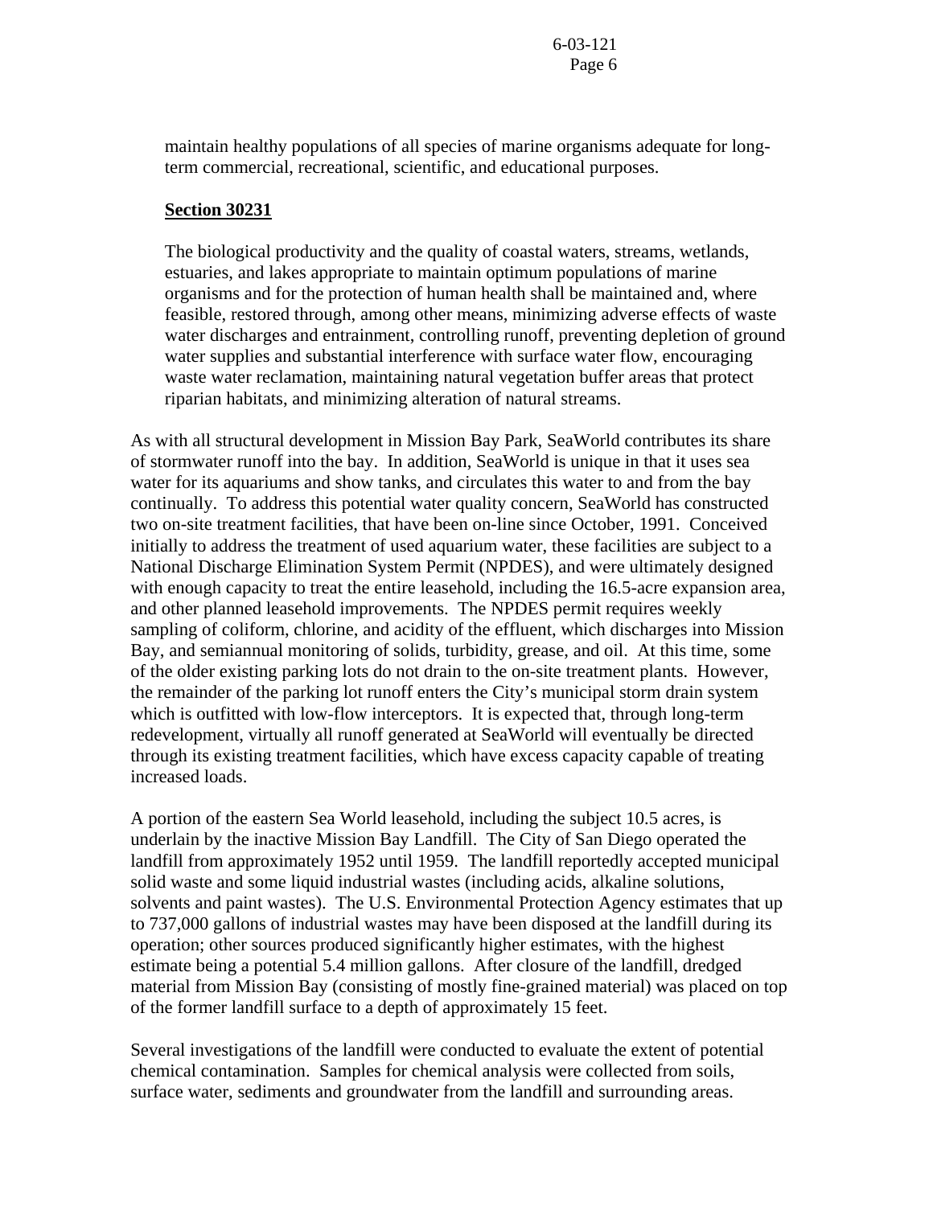maintain healthy populations of all species of marine organisms adequate for long-term commercial, recreational, scientific, and educational purposes.

**Section 30231**

The biological productivity and the quality of coastal waters, streams, wetlands, estuaries, and lakes appropriate to maintain optimum populations of marine organisms and for the protection of human health shall be maintained and, where feasible, restored through, among other means, minimizing adverse effects of waste water discharges and entrainment, controlling runoff, preventing depletion of ground water supplies and substantial interference with surface water flow, encouraging waste water reclamation, maintaining natural vegetation buffer areas that protect riparian habitats, and minimizing alteration of natural streams.

As with all structural development in Mission Bay Park, SeaWorld contributes its share of stormwater runoff into the bay. In addition, SeaWorld is unique in that it uses sea water for its aquariums and show tanks, and circulates this water to and from the bay continually. To address this potential water quality concern, SeaWorld has constructed two on-site treatment facilities, that have been on-line since October, 1991. Conceived initially to address the treatment of used aquarium water, these facilities are subject to a National Discharge Elimination System Permit (NPDES), and were ultimately designed with enough capacity to treat the entire leasehold, including the 16.5-acre expansion area, and other planned leasehold improvements. The NPDES permit requires weekly sampling of coliform, chlorine, and acidity of the effluent, which discharges into Mission Bay, and semiannual monitoring of solids, turbidity, grease, and oil. At this time, some of the older existing parking lots do not drain to the on-site treatment plants. However, the remainder of the parking lot runoff enters the City's municipal storm drain system which is outfitted with low-flow interceptors. It is expected that, through long-term redevelopment, virtually all runoff generated at SeaWorld will eventually be directed through its existing treatment facilities, which have excess capacity capable of treating increased loads.

A portion of the eastern Sea World leasehold, including the subject 10.5 acres, is underlain by the inactive Mission Bay Landfill. The City of San Diego operated the landfill from approximately 1952 until 1959. The landfill reportedly accepted municipal solid waste and some liquid industrial wastes (including acids, alkaline solutions, solvents and paint wastes). The U.S. Environmental Protection Agency estimates that up to 737,000 gallons of industrial wastes may have been disposed at the landfill during its operation; other sources produced significantly higher estimates, with the highest estimate being a potential 5.4 million gallons. After closure of the landfill, dredged material from Mission Bay (consisting of mostly fine-grained material) was placed on top of the former landfill surface to a depth of approximately 15 feet.

Several investigations of the landfill were conducted to evaluate the extent of potential chemical contamination. Samples for chemical analysis were collected from soils, surface water, sediments and groundwater from the landfill and surrounding areas.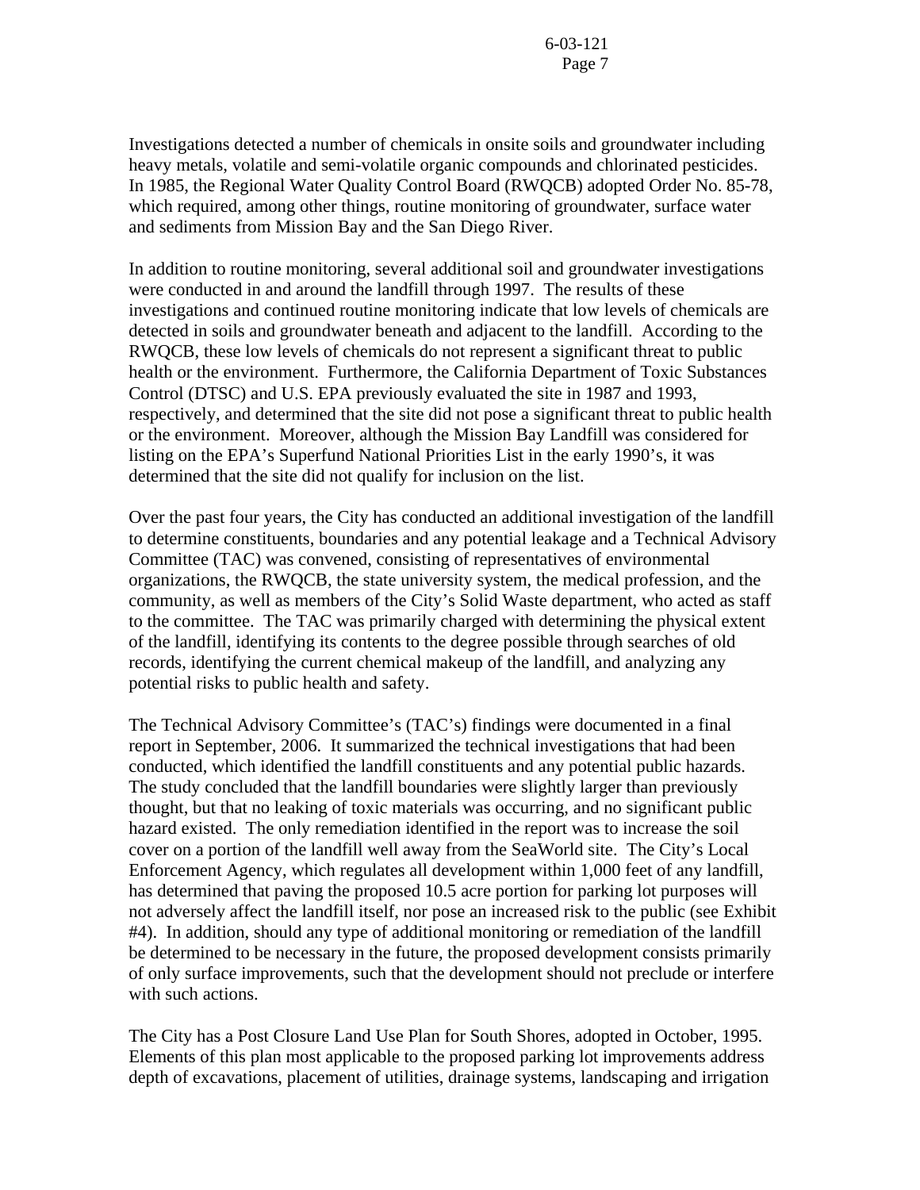Investigations detected a number of chemicals in onsite soils and groundwater including heavy metals, volatile and semi-volatile organic compounds and chlorinated pesticides. In 1985, the Regional Water Quality Control Board (RWQCB) adopted Order No. 85-78, which required, among other things, routine monitoring of groundwater, surface water and sediments from Mission Bay and the San Diego River.

In addition to routine monitoring, several additional soil and groundwater investigations were conducted in and around the landfill through 1997. The results of these investigations and continued routine monitoring indicate that low levels of chemicals are detected in soils and groundwater beneath and adjacent to the landfill. According to the RWQCB, these low levels of chemicals do not represent a significant threat to public health or the environment. Furthermore, the California Department of Toxic Substances Control (DTSC) and U.S. EPA previously evaluated the site in 1987 and 1993, respectively, and determined that the site did not pose a significant threat to public health or the environment. Moreover, although the Mission Bay Landfill was considered for listing on the EPA's Superfund National Priorities List in the early 1990's, it was determined that the site did not qualify for inclusion on the list.

Over the past four years, the City has conducted an additional investigation of the landfill to determine constituents, boundaries and any potential leakage and a Technical Advisory Committee (TAC) was convened, consisting of representatives of environmental organizations, the RWQCB, the state university system, the medical profession, and the community, as well as members of the City's Solid Waste department, who acted as staff to the committee. The TAC was primarily charged with determining the physical extent of the landfill, identifying its contents to the degree possible through searches of old records, identifying the current chemical makeup of the landfill, and analyzing any potential risks to public health and safety.

The Technical Advisory Committee's (TAC's) findings were documented in a final report in September, 2006. It summarized the technical investigations that had been conducted, which identified the landfill constituents and any potential public hazards. The study concluded that the landfill boundaries were slightly larger than previously thought, but that no leaking of toxic materials was occurring, and no significant public hazard existed. The only remediation identified in the report was to increase the soil cover on a portion of the landfill well away from the SeaWorld site. The City's Local Enforcement Agency, which regulates all development within 1,000 feet of any landfill, has determined that paving the proposed 10.5 acre portion for parking lot purposes will not adversely affect the landfill itself, nor pose an increased risk to the public (see Exhibit #4). In addition, should any type of additional monitoring or remediation of the landfill be determined to be necessary in the future, the proposed development consists primarily of only surface improvements, such that the development should not preclude or interfere with such actions.

The City has a Post Closure Land Use Plan for South Shores, adopted in October, 1995. Elements of this plan most applicable to the proposed parking lot improvements address depth of excavations, placement of utilities, drainage systems, landscaping and irrigation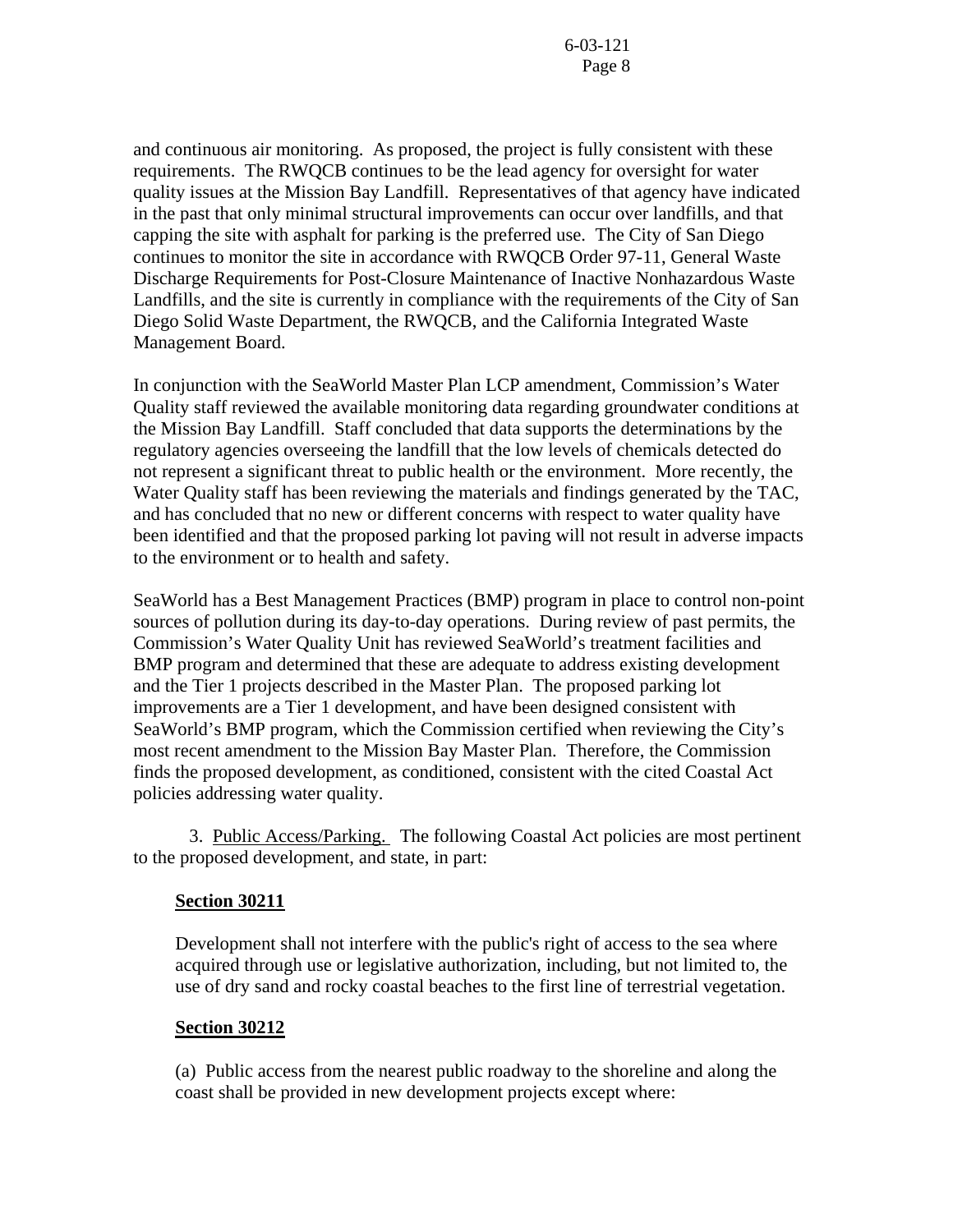and continuous air monitoring. As proposed, the project is fully consistent with these requirements. The RWQCB continues to be the lead agency for oversight for water quality issues at the Mission Bay Landfill. Representatives of that agency have indicated in the past that only minimal structural improvements can occur over landfills, and that capping the site with asphalt for parking is the preferred use. The City of San Diego continues to monitor the site in accordance with RWQCB Order 97-11, General Waste Discharge Requirements for Post-Closure Maintenance of Inactive Nonhazardous Waste Landfills, and the site is currently in compliance with the requirements of the City of San Diego Solid Waste Department, the RWQCB, and the California Integrated Waste Management Board.

In conjunction with the SeaWorld Master Plan LCP amendment, Commission's Water Quality staff reviewed the available monitoring data regarding groundwater conditions at the Mission Bay Landfill. Staff concluded that data supports the determinations by the regulatory agencies overseeing the landfill that the low levels of chemicals detected do not represent a significant threat to public health or the environment. More recently, the Water Quality staff has been reviewing the materials and findings generated by the TAC, and has concluded that no new or different concerns with respect to water quality have been identified and that the proposed parking lot paving will not result in adverse impacts to the environment or to health and safety.

SeaWorld has a Best Management Practices (BMP) program in place to control non-point sources of pollution during its day-to-day operations. During review of past permits, the Commission's Water Quality Unit has reviewed SeaWorld's treatment facilities and BMP program and determined that these are adequate to address existing development and the Tier 1 projects described in the Master Plan. The proposed parking lot improvements are a Tier 1 development, and have been designed consistent with SeaWorld's BMP program, which the Commission certified when reviewing the City's most recent amendment to the Mission Bay Master Plan. Therefore, the Commission finds the proposed development, as conditioned, consistent with the cited Coastal Act policies addressing water quality.

3. Public Access/Parking. The following Coastal Act policies are most pertinent to the proposed development, and state, in part:

**Section 30211**

Development shall not interfere with the public's right of access to the sea where acquired through use or legislative authorization, including, but not limited to, the use of dry sand and rocky coastal beaches to the first line of terrestrial vegetation.

**Section 30212**

(a) Public access from the nearest public roadway to the shoreline and along the coast shall be provided in new development projects except where: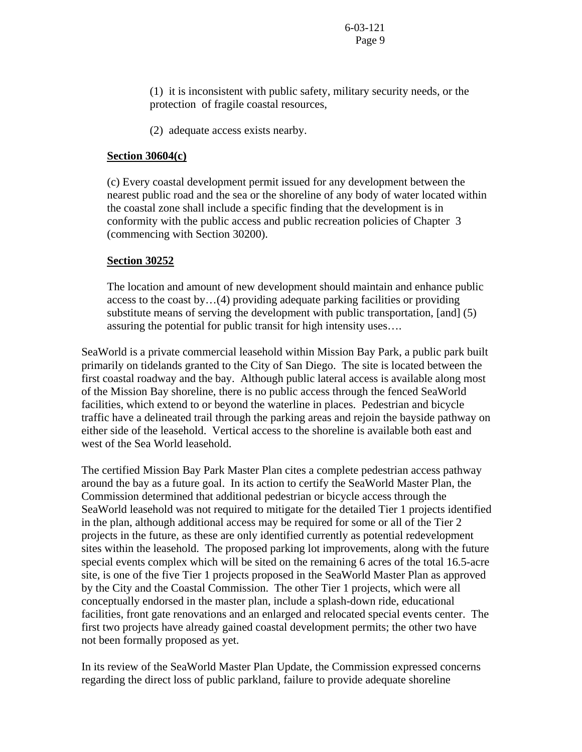(1) it is inconsistent with public safety, military security needs, or the protection of fragile coastal resources,

(2) adequate access exists nearby.

**Section 30604(c)**

(c) Every coastal development permit issued for any development between the nearest public road and the sea or the shoreline of any body of water located within the coastal zone shall include a specific finding that the development is in conformity with the public access and public recreation policies of Chapter 3 (commencing with Section 30200).

**Section 30252**

The location and amount of new development should maintain and enhance public access to the coast by…(4) providing adequate parking facilities or providing substitute means of serving the development with public transportation, [and] (5) assuring the potential for public transit for high intensity uses….

SeaWorld is a private commercial leasehold within Mission Bay Park, a public park built primarily on tidelands granted to the City of San Diego. The site is located between the first coastal roadway and the bay. Although public lateral access is available along most of the Mission Bay shoreline, there is no public access through the fenced SeaWorld facilities, which extend to or beyond the waterline in places. Pedestrian and bicycle traffic have a delineated trail through the parking areas and rejoin the bayside pathway on either side of the leasehold. Vertical access to the shoreline is available both east and west of the Sea World leasehold.

The certified Mission Bay Park Master Plan cites a complete pedestrian access pathway around the bay as a future goal. In its action to certify the SeaWorld Master Plan, the Commission determined that additional pedestrian or bicycle access through the SeaWorld leasehold was not required to mitigate for the detailed Tier 1 projects identified in the plan, although additional access may be required for some or all of the Tier 2 projects in the future, as these are only identified currently as potential redevelopment sites within the leasehold. The proposed parking lot improvements, along with the future special events complex which will be sited on the remaining 6 acres of the total 16.5-acre site, is one of the five Tier 1 projects proposed in the SeaWorld Master Plan as approved by the City and the Coastal Commission. The other Tier 1 projects, which were all conceptually endorsed in the master plan, include a splash-down ride, educational facilities, front gate renovations and an enlarged and relocated special events center. The first two projects have already gained coastal development permits; the other two have not been formally proposed as yet.

In its review of the SeaWorld Master Plan Update, the Commission expressed concerns regarding the direct loss of public parkland, failure to provide adequate shoreline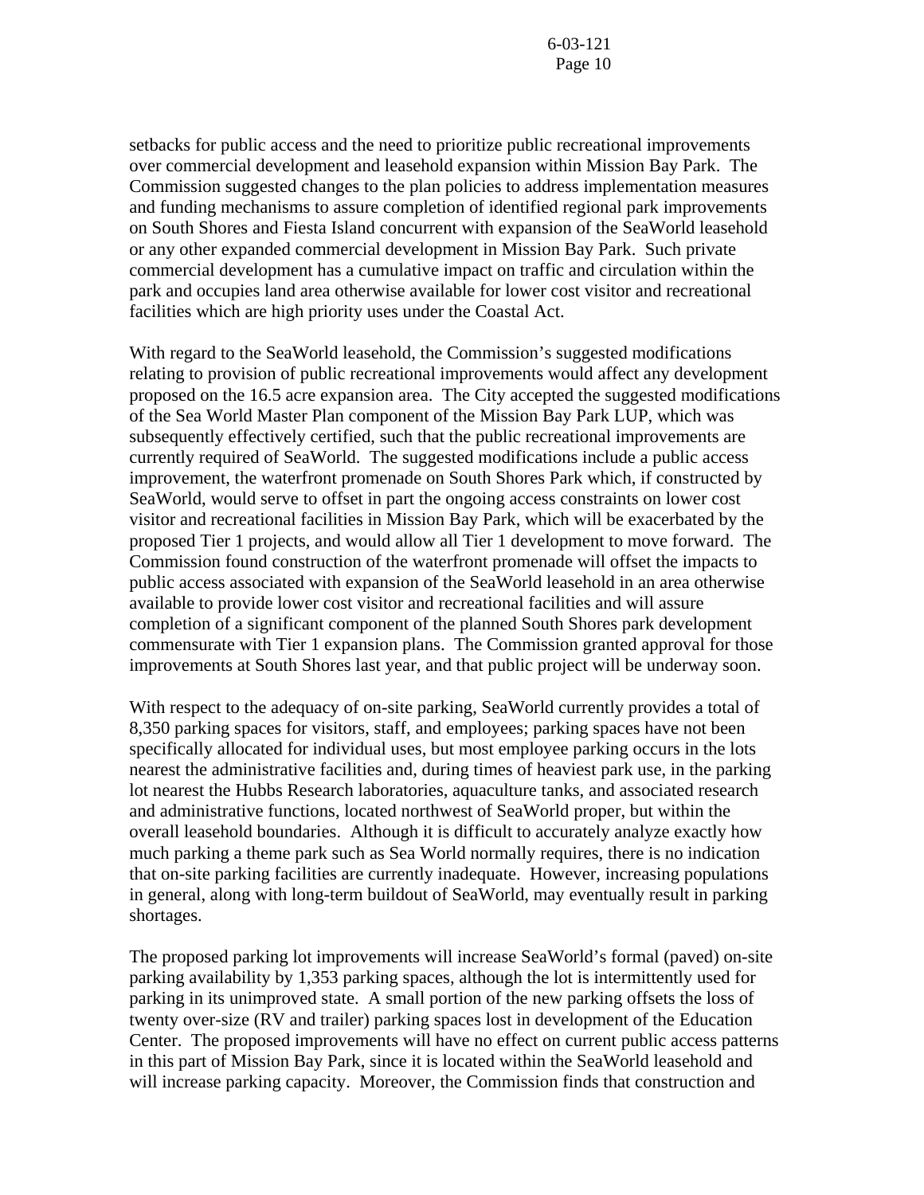setbacks for public access and the need to prioritize public recreational improvements over commercial development and leasehold expansion within Mission Bay Park. The Commission suggested changes to the plan policies to address implementation measures and funding mechanisms to assure completion of identified regional park improvements on South Shores and Fiesta Island concurrent with expansion of the SeaWorld leasehold or any other expanded commercial development in Mission Bay Park. Such private commercial development has a cumulative impact on traffic and circulation within the park and occupies land area otherwise available for lower cost visitor and recreational facilities which are high priority uses under the Coastal Act.

With regard to the SeaWorld leasehold, the Commission's suggested modifications relating to provision of public recreational improvements would affect any development proposed on the 16.5 acre expansion area. The City accepted the suggested modifications of the Sea World Master Plan component of the Mission Bay Park LUP, which was subsequently effectively certified, such that the public recreational improvements are currently required of SeaWorld. The suggested modifications include a public access improvement, the waterfront promenade on South Shores Park which, if constructed by SeaWorld, would serve to offset in part the ongoing access constraints on lower cost visitor and recreational facilities in Mission Bay Park, which will be exacerbated by the proposed Tier 1 projects, and would allow all Tier 1 development to move forward. The Commission found construction of the waterfront promenade will offset the impacts to public access associated with expansion of the SeaWorld leasehold in an area otherwise available to provide lower cost visitor and recreational facilities and will assure completion of a significant component of the planned South Shores park development commensurate with Tier 1 expansion plans. The Commission granted approval for those improvements at South Shores last year, and that public project will be underway soon.

With respect to the adequacy of on-site parking, SeaWorld currently provides a total of 8,350 parking spaces for visitors, staff, and employees; parking spaces have not been specifically allocated for individual uses, but most employee parking occurs in the lots nearest the administrative facilities and, during times of heaviest park use, in the parking lot nearest the Hubbs Research laboratories, aquaculture tanks, and associated research and administrative functions, located northwest of SeaWorld proper, but within the overall leasehold boundaries. Although it is difficult to accurately analyze exactly how much parking a theme park such as Sea World normally requires, there is no indication that on-site parking facilities are currently inadequate. However, increasing populations in general, along with long-term buildout of SeaWorld, may eventually result in parking shortages.

The proposed parking lot improvements will increase SeaWorld's formal (paved) on-site parking availability by 1,353 parking spaces, although the lot is intermittently used for parking in its unimproved state. A small portion of the new parking offsets the loss of twenty over-size (RV and trailer) parking spaces lost in development of the Education Center. The proposed improvements will have no effect on current public access patterns in this part of Mission Bay Park, since it is located within the SeaWorld leasehold and will increase parking capacity. Moreover, the Commission finds that construction and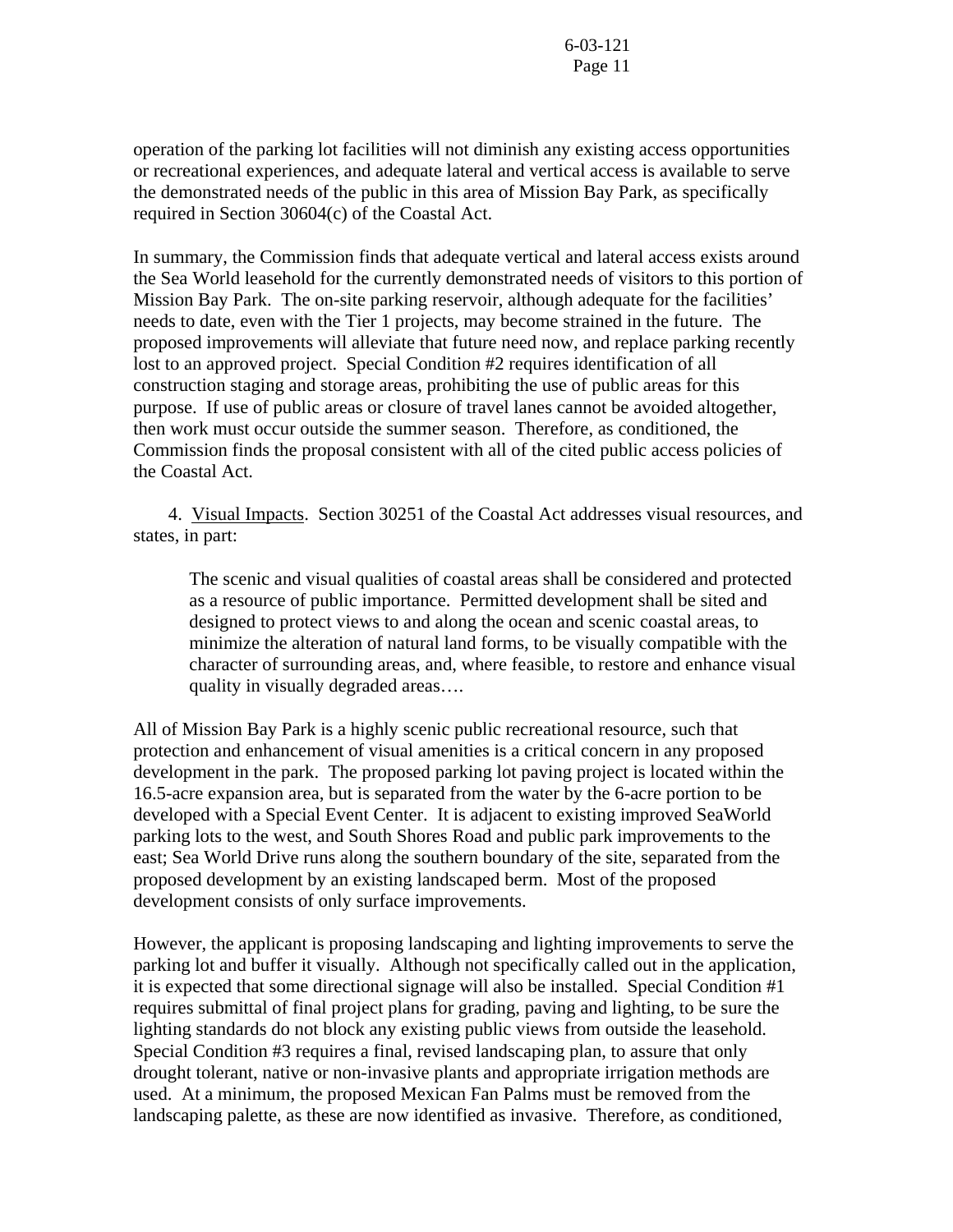operation of the parking lot facilities will not diminish any existing access opportunities or recreational experiences, and adequate lateral and vertical access is available to serve the demonstrated needs of the public in this area of Mission Bay Park, as specifically required in Section 30604(c) of the Coastal Act.

In summary, the Commission finds that adequate vertical and lateral access exists around the Sea World leasehold for the currently demonstrated needs of visitors to this portion of Mission Bay Park. The on-site parking reservoir, although adequate for the facilities' needs to date, even with the Tier 1 projects, may become strained in the future. The proposed improvements will alleviate that future need now, and replace parking recently lost to an approved project. Special Condition #2 requires identification of all construction staging and storage areas, prohibiting the use of public areas for this purpose. If use of public areas or closure of travel lanes cannot be avoided altogether, then work must occur outside the summer season. Therefore, as conditioned, the Commission finds the proposal consistent with all of the cited public access policies of the Coastal Act.

4. Visual Impacts. Section 30251 of the Coastal Act addresses visual resources, and states, in part:

> The scenic and visual qualities of coastal areas shall be considered and protected as a resource of public importance. Permitted development shall be sited and designed to protect views to and along the ocean and scenic coastal areas, to minimize the alteration of natural land forms, to be visually compatible with the character of surrounding areas, and, where feasible, to restore and enhance visual quality in visually degraded areas….

All of Mission Bay Park is a highly scenic public recreational resource, such that protection and enhancement of visual amenities is a critical concern in any proposed development in the park. The proposed parking lot paving project is located within the 16.5-acre expansion area, but is separated from the water by the 6-acre portion to be developed with a Special Event Center. It is adjacent to existing improved SeaWorld parking lots to the west, and South Shores Road and public park improvements to the east; Sea World Drive runs along the southern boundary of the site, separated from the proposed development by an existing landscaped berm. Most of the proposed development consists of only surface improvements.

However, the applicant is proposing landscaping and lighting improvements to serve the parking lot and buffer it visually. Although not specifically called out in the application, it is expected that some directional signage will also be installed. Special Condition #1 requires submittal of final project plans for grading, paving and lighting, to be sure the lighting standards do not block any existing public views from outside the leasehold. Special Condition #3 requires a final, revised landscaping plan, to assure that only drought tolerant, native or non-invasive plants and appropriate irrigation methods are used. At a minimum, the proposed Mexican Fan Palms must be removed from the landscaping palette, as these are now identified as invasive. Therefore, as conditioned,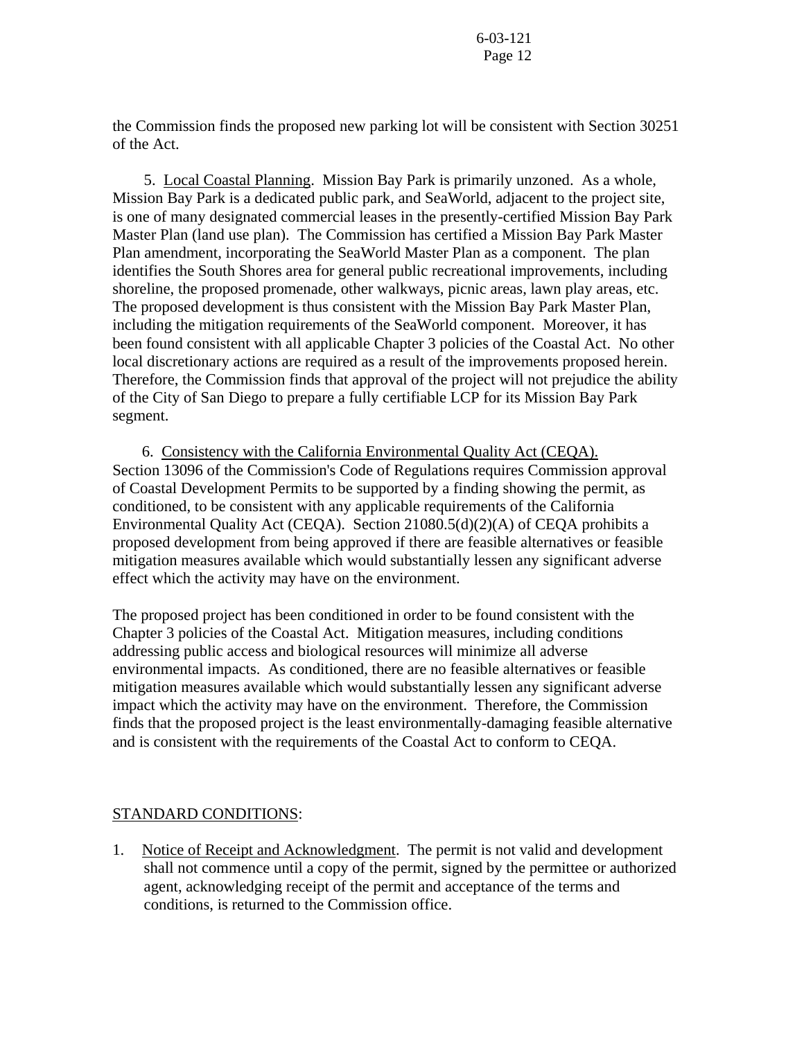the Commission finds the proposed new parking lot will be consistent with Section 30251 of the Act.

5. Local Coastal Planning. Mission Bay Park is primarily unzoned. As a whole, Mission Bay Park is a dedicated public park, and SeaWorld, adjacent to the project site, is one of many designated commercial leases in the presently-certified Mission Bay Park Master Plan (land use plan). The Commission has certified a Mission Bay Park Master Plan amendment, incorporating the SeaWorld Master Plan as a component. The plan identifies the South Shores area for general public recreational improvements, including shoreline, the proposed promenade, other walkways, picnic areas, lawn play areas, etc. The proposed development is thus consistent with the Mission Bay Park Master Plan, including the mitigation requirements of the SeaWorld component. Moreover, it has been found consistent with all applicable Chapter 3 policies of the Coastal Act. No other local discretionary actions are required as a result of the improvements proposed herein. Therefore, the Commission finds that approval of the project will not prejudice the ability of the City of San Diego to prepare a fully certifiable LCP for its Mission Bay Park segment.

6. Consistency with the California Environmental Quality Act (CEQA). Section 13096 of the Commission's Code of Regulations requires Commission approval of Coastal Development Permits to be supported by a finding showing the permit, as conditioned, to be consistent with any applicable requirements of the California Environmental Quality Act (CEQA). Section 21080.5(d)(2)(A) of CEQA prohibits a proposed development from being approved if there are feasible alternatives or feasible mitigation measures available which would substantially lessen any significant adverse effect which the activity may have on the environment.

The proposed project has been conditioned in order to be found consistent with the Chapter 3 policies of the Coastal Act. Mitigation measures, including conditions addressing public access and biological resources will minimize all adverse environmental impacts. As conditioned, there are no feasible alternatives or feasible mitigation measures available which would substantially lessen any significant adverse impact which the activity may have on the environment. Therefore, the Commission finds that the proposed project is the least environmentally-damaging feasible alternative and is consistent with the requirements of the Coastal Act to conform to CEQA.

STANDARD CONDITIONS:

1. Notice of Receipt and Acknowledgment. The permit is not valid and development shall not commence until a copy of the permit, signed by the permittee or authorized agent, acknowledging receipt of the permit and acceptance of the terms and conditions, is returned to the Commission office.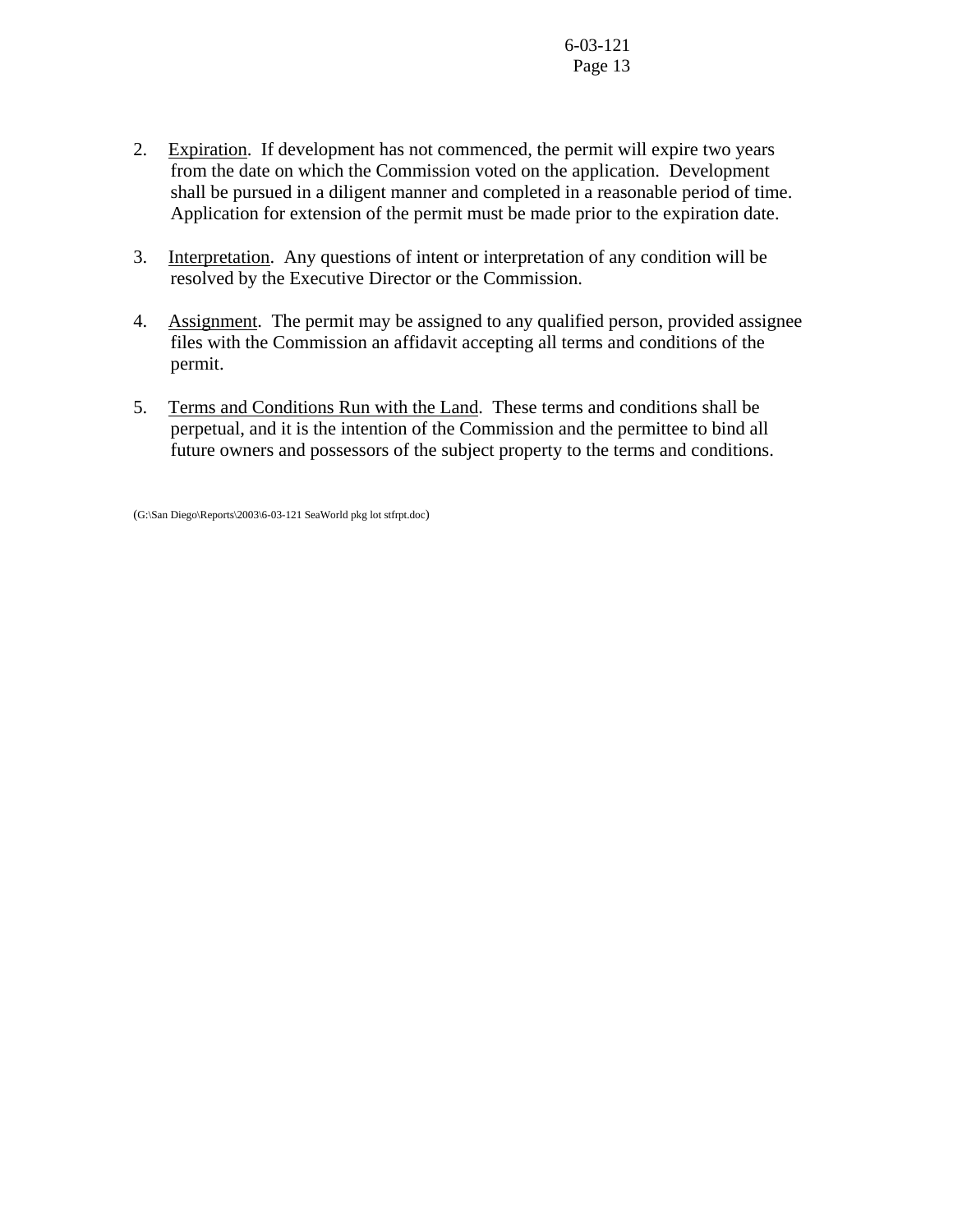2. Expiration. If development has not commenced, the permit will expire two years from the date on which the Commission voted on the application. Development shall be pursued in a diligent manner and completed in a reasonable period of time. Application for extension of the permit must be made prior to the expiration date.

3. Interpretation. Any questions of intent or interpretation of any condition will be resolved by the Executive Director or the Commission.

4. Assignment. The permit may be assigned to any qualified person, provided assignee files with the Commission an affidavit accepting all terms and conditions of the permit.

5. Terms and Conditions Run with the Land. These terms and conditions shall be perpetual, and it is the intention of the Commission and the permittee to bind all future owners and possessors of the subject property to the terms and conditions.

(G:\San Diego\Reports\2003\6-03-121 SeaWorld pkg lot stfrpt.doc)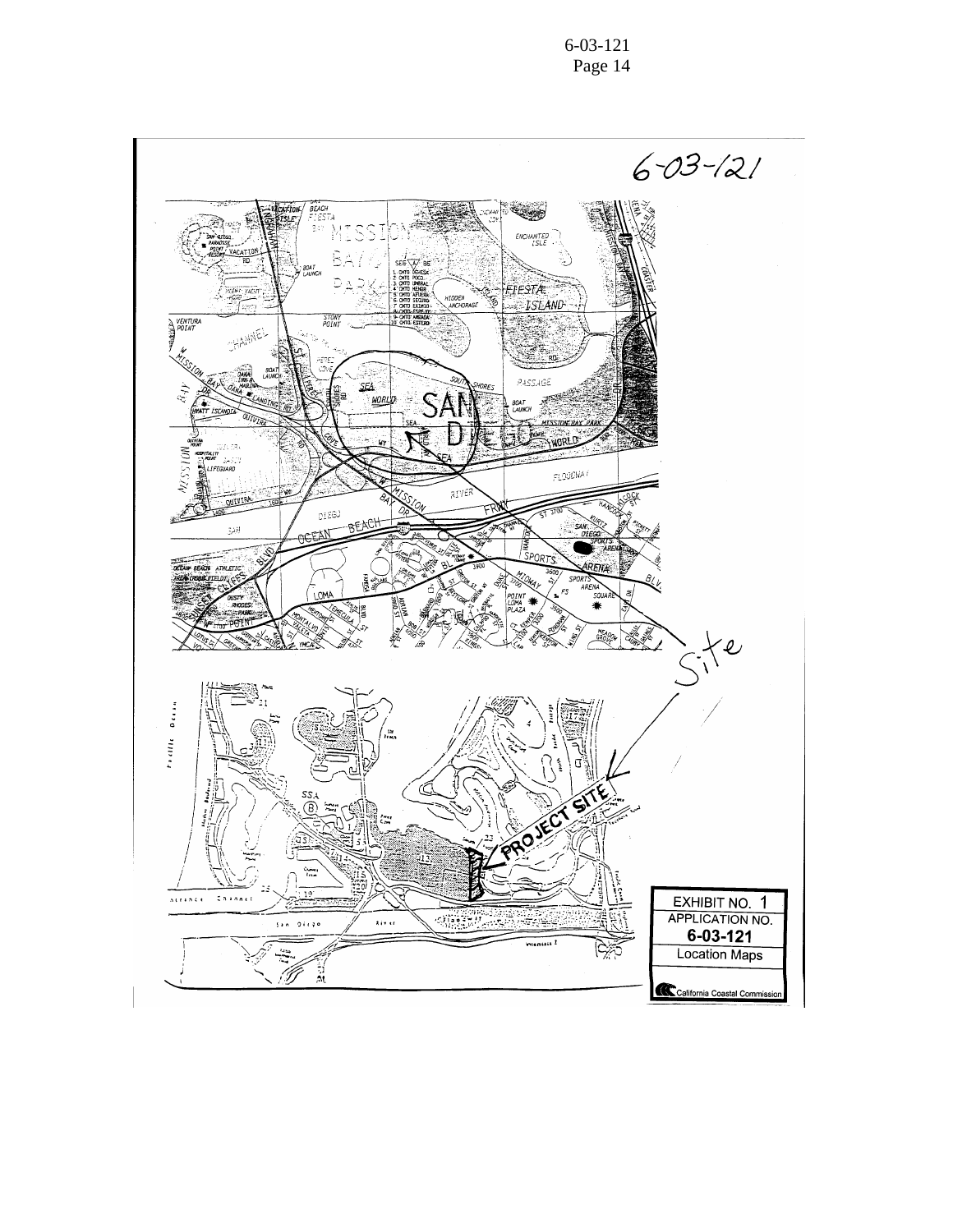6-03-121

Site

PROJECT SITE

EXHIBIT NO. 1
APPLICATION NO.
**6-03-121**
Location Maps

California Coastal Commission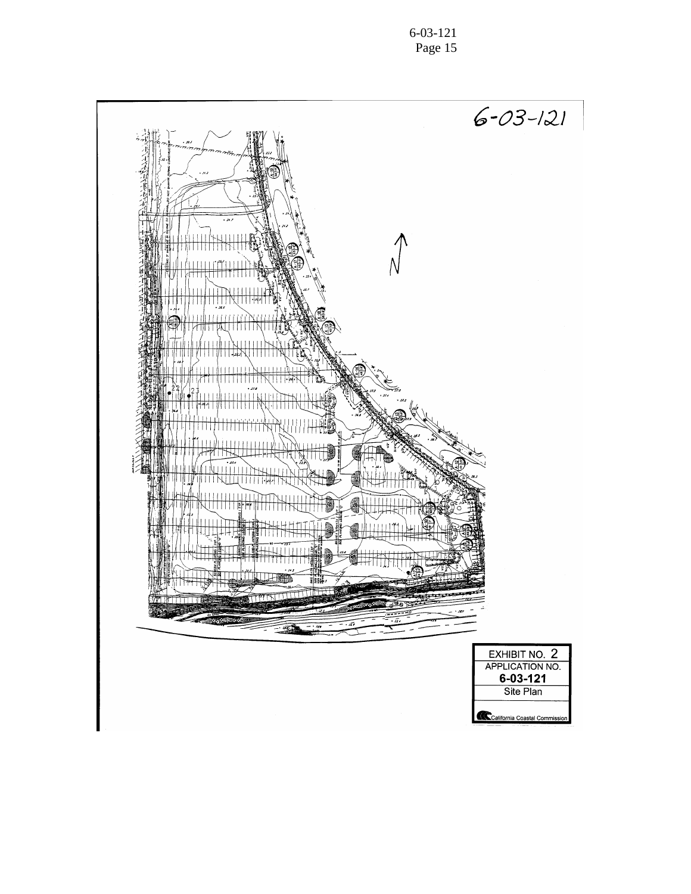6-03-121

| EXHIBIT NO. 2 |
| --- |
| APPLICATION NO. |
| **6-03-121** |
| Site Plan |
| California Coastal Commission |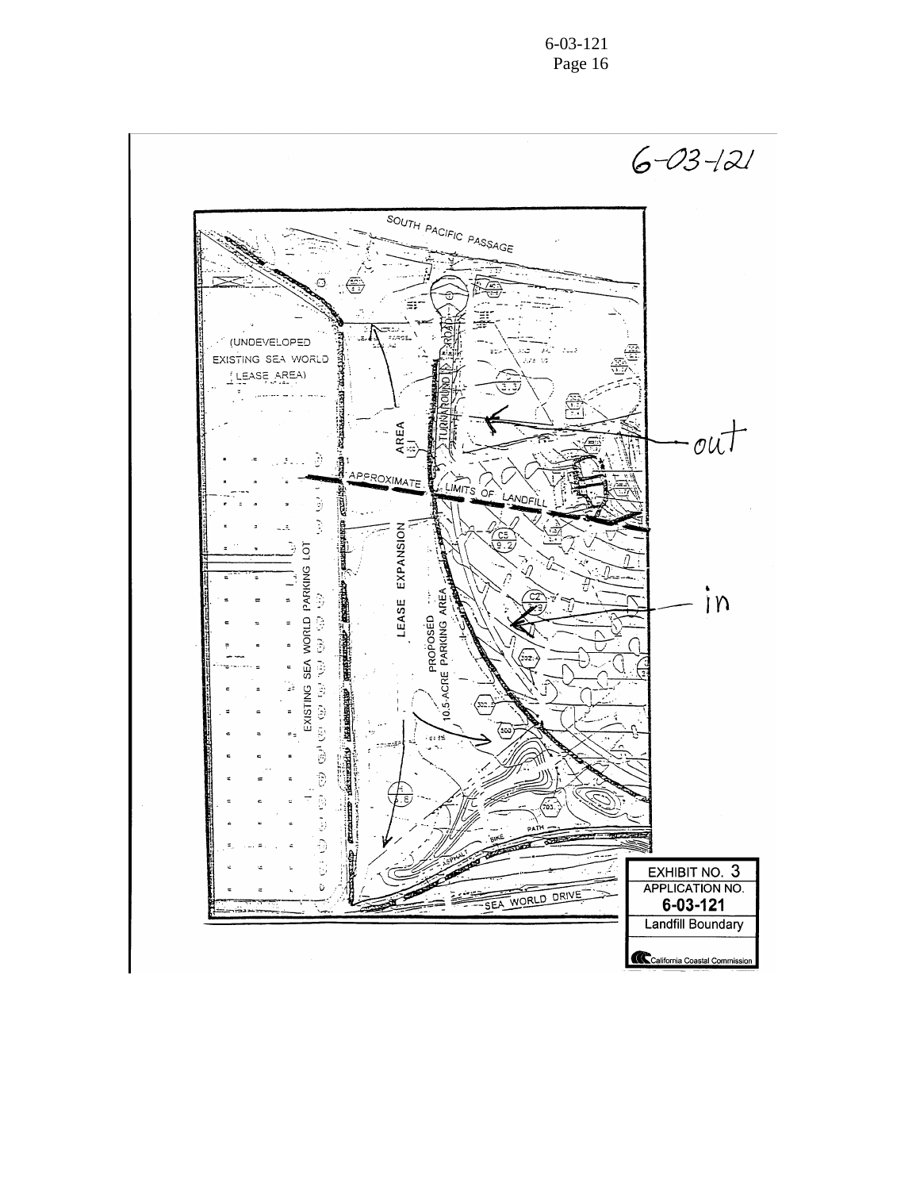6-03-121

SOUTH PACIFIC PASSAGE

(UNDEVELOPED EXISTING SEA WORLD LEASE AREA)

TURNAROUND ROAD

AREA

APPROXIMATE LIMITS OF LANDFILL

out

LEASE EXPANSION

EXISTING SEA WORLD PARKING LOT

PROPOSED 10.5-ACRE PARKING AREA

in

BIKE PATH

ASPHALT

SEA WORLD DRIVE

EXHIBIT NO. 3
APPLICATION NO.
**6-03-121**
Landfill Boundary
California Coastal Commission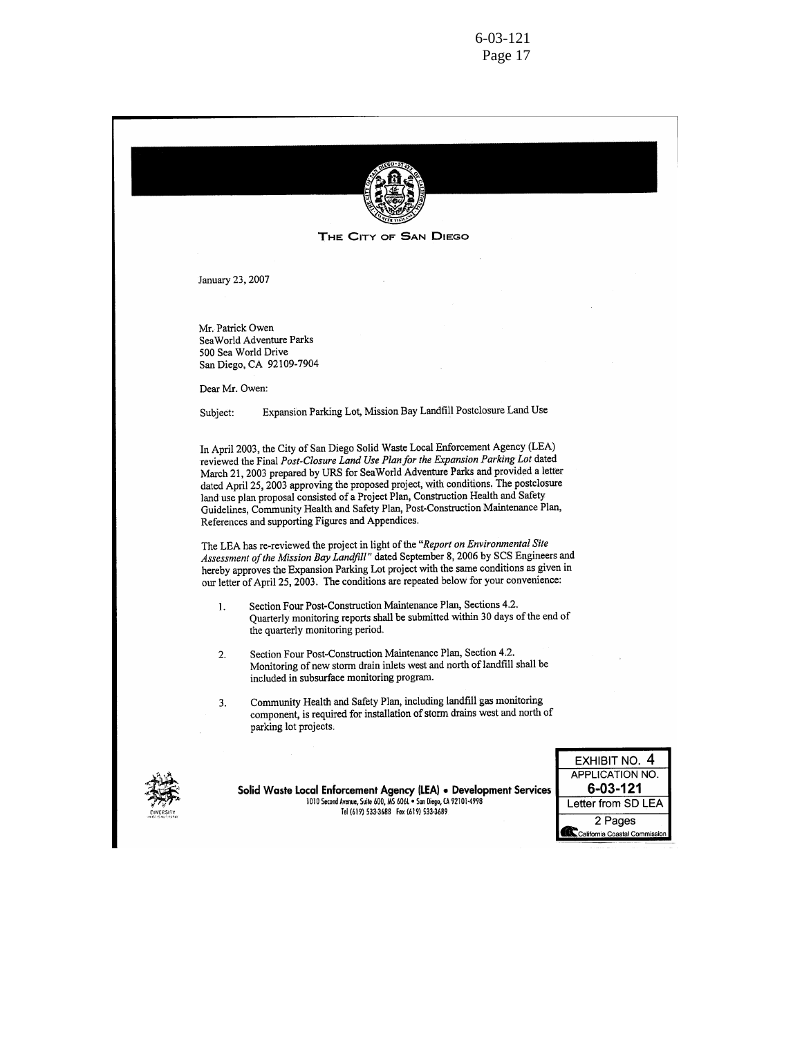THE CITY OF SAN DIEGO

January 23, 2007

Mr. Patrick Owen
SeaWorld Adventure Parks
500 Sea World Drive
San Diego, CA 92109-7904

Dear Mr. Owen:

Subject: Expansion Parking Lot, Mission Bay Landfill Postclosure Land Use

In April 2003, the City of San Diego Solid Waste Local Enforcement Agency (LEA) reviewed the Final *Post-Closure Land Use Plan for the Expansion Parking Lot* dated March 21, 2003 prepared by URS for SeaWorld Adventure Parks and provided a letter dated April 25, 2003 approving the proposed project, with conditions. The postclosure land use plan proposal consisted of a Project Plan, Construction Health and Safety Guidelines, Community Health and Safety Plan, Post-Construction Maintenance Plan, References and supporting Figures and Appendices.

The LEA has re-reviewed the project in light of the "*Report on Environmental Site Assessment of the Mission Bay Landfill*" dated September 8, 2006 by SCS Engineers and hereby approves the Expansion Parking Lot project with the same conditions as given in our letter of April 25, 2003. The conditions are repeated below for your convenience:

1. Section Four Post-Construction Maintenance Plan, Sections 4.2. Quarterly monitoring reports shall be submitted within 30 days of the end of the quarterly monitoring period.

2. Section Four Post-Construction Maintenance Plan, Section 4.2. Monitoring of new storm drain inlets west and north of landfill shall be included in subsurface monitoring program.

3. Community Health and Safety Plan, including landfill gas monitoring component, is required for installation of storm drains west and north of parking lot projects.

**Solid Waste Local Enforcement Agency (LEA) • Development Services**
1010 Second Avenue, Suite 600, MS 606L • San Diego, CA 92101-4998
Tel (619) 533-3688 Fax (619) 533-3689

EXHIBIT NO. 4
APPLICATION NO.
**6-03-121**
Letter from SD LEA
2 Pages
California Coastal Commission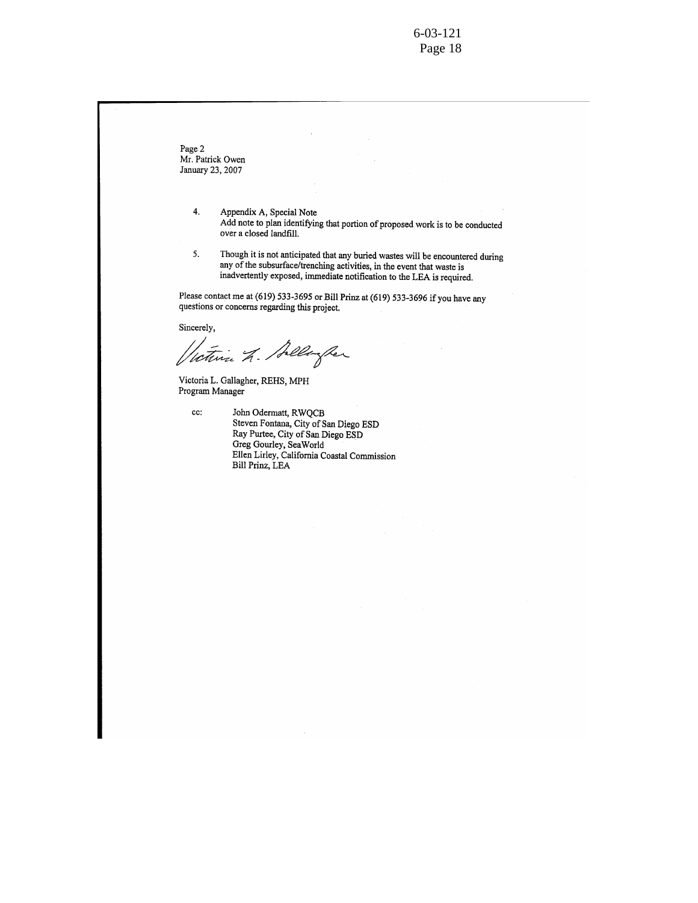Page 2
Mr. Patrick Owen
January 23, 2007

4. Appendix A, Special Note
   Add note to plan identifying that portion of proposed work is to be conducted over a closed landfill.

5. Though it is not anticipated that any buried wastes will be encountered during any of the subsurface/trenching activities, in the event that waste is inadvertently exposed, immediate notification to the LEA is required.

Please contact me at (619) 533-3695 or Bill Prinz at (619) 533-3696 if you have any questions or concerns regarding this project.

Sincerely,

Victoria L. Gallagher

Victoria L. Gallagher, REHS, MPH
Program Manager

cc: John Odermatt, RWQCB
Steven Fontana, City of San Diego ESD
Ray Purtee, City of San Diego ESD
Greg Gourley, SeaWorld
Ellen Lirley, California Coastal Commission
Bill Prinz, LEA